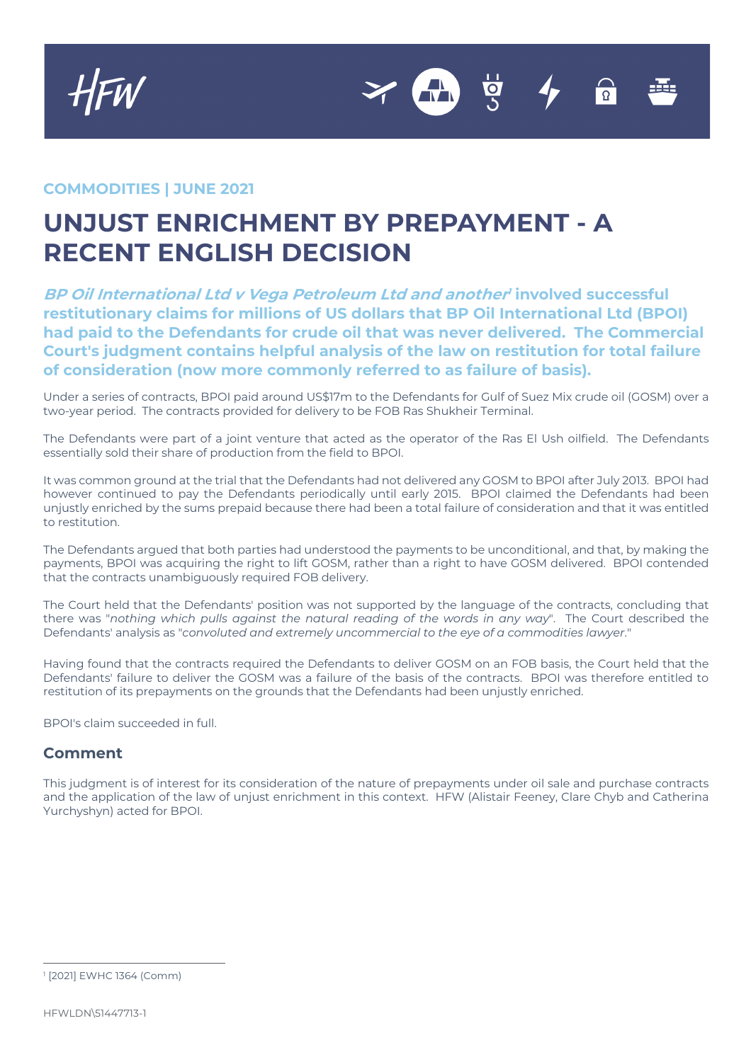COMMODITIES | JUNE 2021

# UNJUST ENRICHMENT BY PREPAYMENT - A RECENT ENGLISH DECISION

***BP Oil International Ltd v Vega Petroleum Ltd and another*[1] involved successful restitutionary claims for millions of US dollars that BP Oil International Ltd (BPOI) had paid to the Defendants for crude oil that was never delivered. The Commercial Court's judgment contains helpful analysis of the law on restitution for total failure of consideration (now more commonly referred to as failure of basis).**

Under a series of contracts, BPOI paid around US$17m to the Defendants for Gulf of Suez Mix crude oil (GOSM) over a two-year period. The contracts provided for delivery to be FOB Ras Shukheir Terminal.

The Defendants were part of a joint venture that acted as the operator of the Ras El Ush oilfield. The Defendants essentially sold their share of production from the field to BPOI.

It was common ground at the trial that the Defendants had not delivered any GOSM to BPOI after July 2013. BPOI had however continued to pay the Defendants periodically until early 2015. BPOI claimed the Defendants had been unjustly enriched by the sums prepaid because there had been a total failure of consideration and that it was entitled to restitution.

The Defendants argued that both parties had understood the payments to be unconditional, and that, by making the payments, BPOI was acquiring the right to lift GOSM, rather than a right to have GOSM delivered. BPOI contended that the contracts unambiguously required FOB delivery.

The Court held that the Defendants' position was not supported by the language of the contracts, concluding that there was "*nothing which pulls against the natural reading of the words in any way*". The Court described the Defendants' analysis as "*convoluted and extremely uncommercial to the eye of a commodities lawyer*."

Having found that the contracts required the Defendants to deliver GOSM on an FOB basis, the Court held that the Defendants' failure to deliver the GOSM was a failure of the basis of the contracts. BPOI was therefore entitled to restitution of its prepayments on the grounds that the Defendants had been unjustly enriched.

BPOI's claim succeeded in full.

## Comment

This judgment is of interest for its consideration of the nature of prepayments under oil sale and purchase contracts and the application of the law of unjust enrichment in this context. HFW (Alistair Feeney, Clare Chyb and Catherina Yurchyshyn) acted for BPOI.

[1] [2021] EWHC 1364 (Comm)

HFWLDN\51447713-1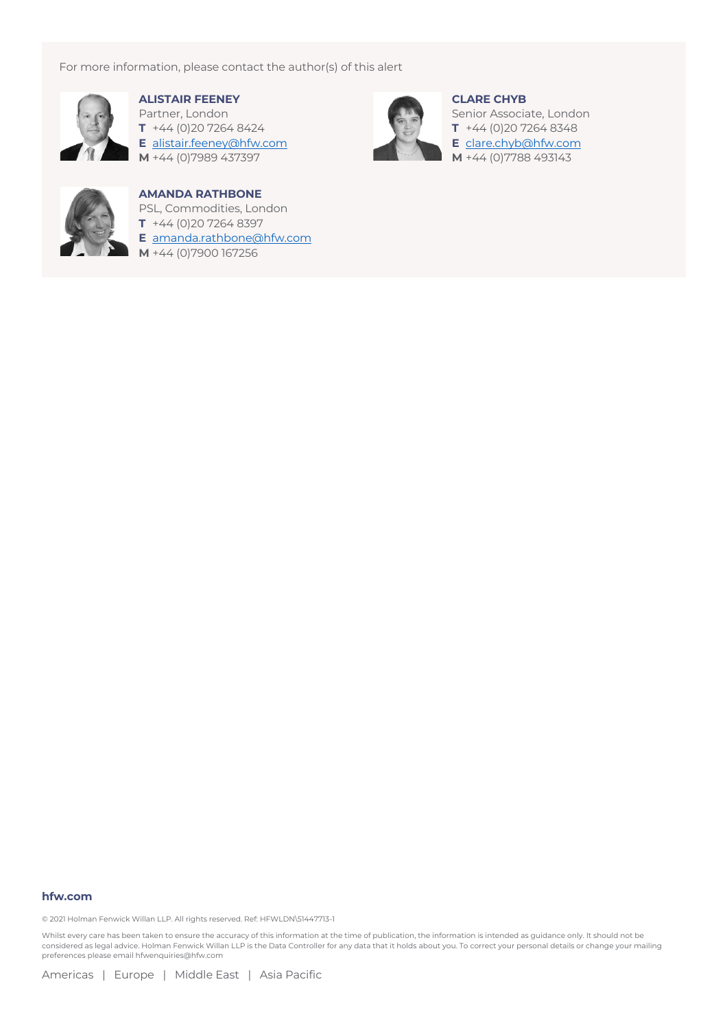For more information, please contact the author(s) of this alert

**ALISTAIR FEENEY**
Partner, London
**T** +44 (0)20 7264 8424
**E** alistair.feeney@hfw.com
**M** +44 (0)7989 437397

**CLARE CHYB**
Senior Associate, London
**T** +44 (0)20 7264 8348
**E** clare.chyb@hfw.com
**M** +44 (0)7788 493143

**AMANDA RATHBONE**
PSL, Commodities, London
**T** +44 (0)20 7264 8397
**E** amanda.rathbone@hfw.com
**M** +44 (0)7900 167256

**hfw.com**

© 2021 Holman Fenwick Willan LLP. All rights reserved. Ref: HFWLDN\51447713-1

Whilst every care has been taken to ensure the accuracy of this information at the time of publication, the information is intended as guidance only. It should not be considered as legal advice. Holman Fenwick Willan LLP is the Data Controller for any data that it holds about you. To correct your personal details or change your mailing preferences please email hfwenquiries@hfw.com

Americas | Europe | Middle East | Asia Pacific